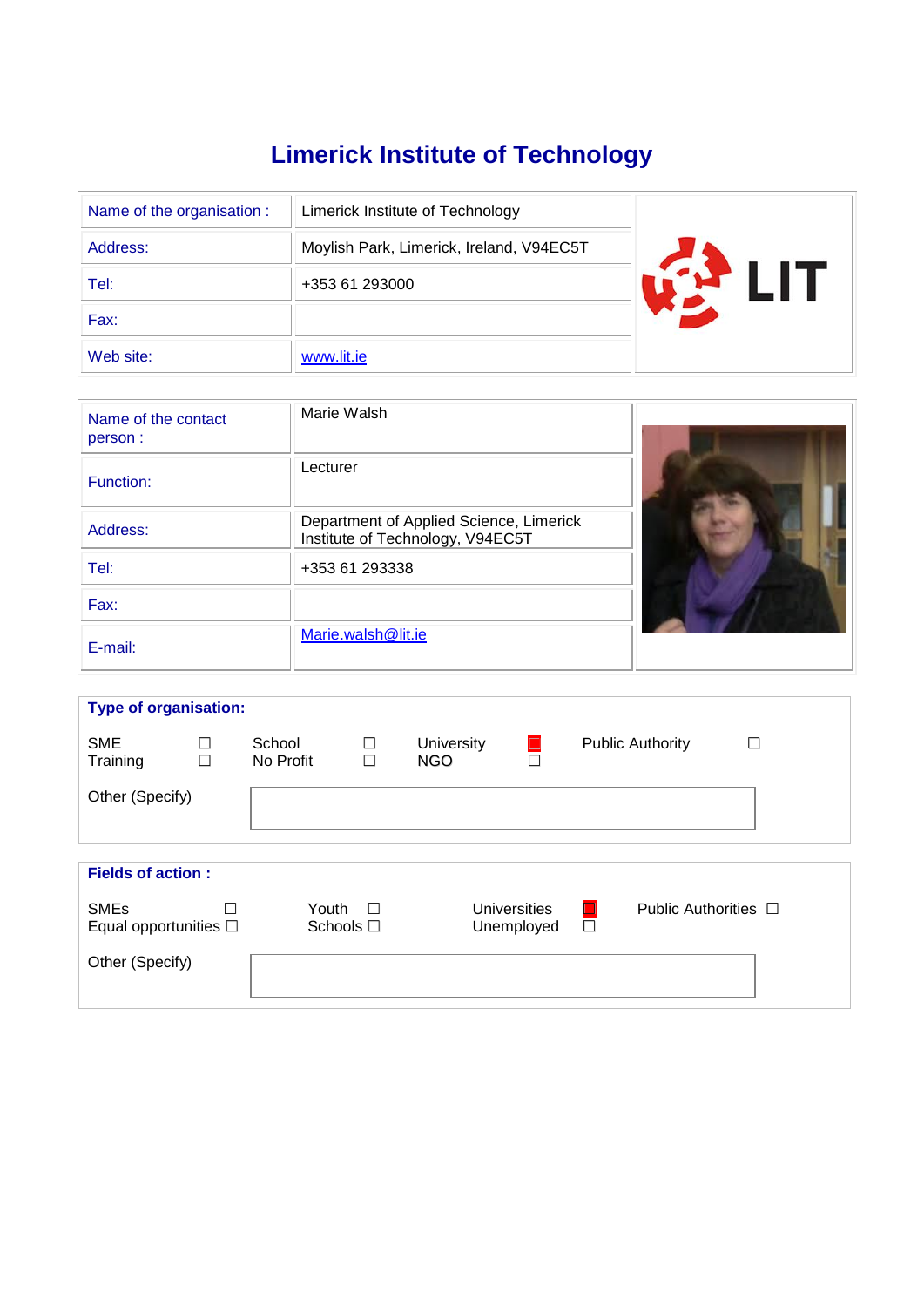# Limerick Institute of Technology

| Name of the organisation : | Limerick Institute of Technology |
|---|---|
| Address: | Moylish Park, Limerick, Ireland, V94EC5T |
| Tel: | +353 61 293000 |
| Fax: | |
| Web site: | www.lit.ie |

| Name of the contact person : | Marie Walsh |
|---|---|
| Function: | Lecturer |
| Address: | Department of Applied Science, Limerick Institute of Technology, V94EC5T |
| Tel: | +353 61 293338 |
| Fax: | |
| E-mail: | Marie.walsh@lit.ie |

**Type of organisation:**

| | | | | | | | |
|---|---|---|---|---|---|---|---|
| SME | ☐ | School | ☐ | University | ■ | Public Authority | ☐ |
| Training | ☐ | No Profit | ☐ | NGO | ☐ | | |

Other (Specify)

**Fields of action :**

| | | | | | | | |
|---|---|---|---|---|---|---|---|
| SMEs | ☐ | Youth | ☐ | Universities | ■ | Public Authorities | ☐ |
| Equal opportunities | ☐ | Schools | ☐ | Unemployed | ☐ | | |

Other (Specify)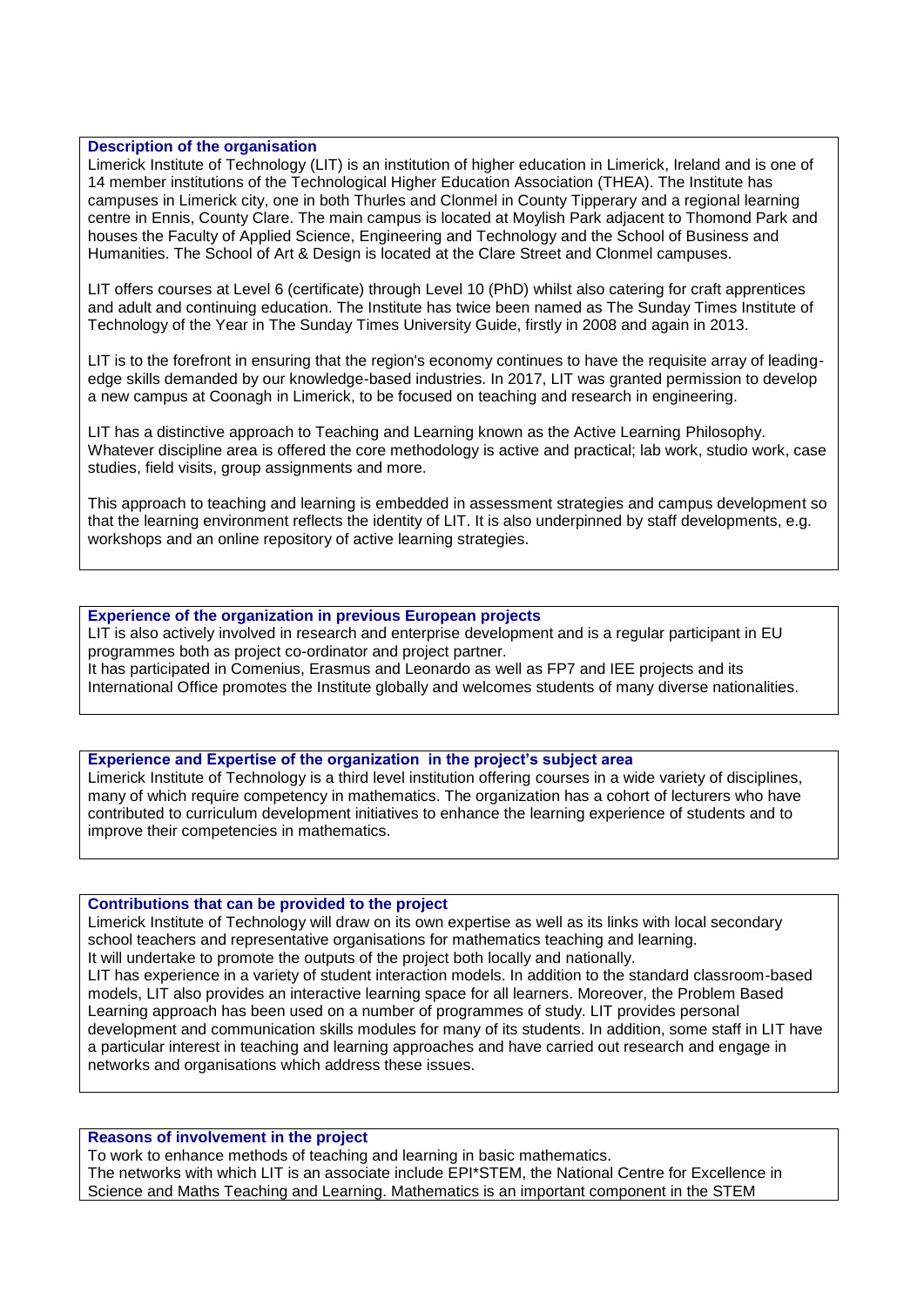**Description of the organisation**

Limerick Institute of Technology (LIT) is an institution of higher education in Limerick, Ireland and is one of 14 member institutions of the Technological Higher Education Association (THEA). The Institute has campuses in Limerick city, one in both Thurles and Clonmel in County Tipperary and a regional learning centre in Ennis, County Clare. The main campus is located at Moylish Park adjacent to Thomond Park and houses the Faculty of Applied Science, Engineering and Technology and the School of Business and Humanities. The School of Art & Design is located at the Clare Street and Clonmel campuses.

LIT offers courses at Level 6 (certificate) through Level 10 (PhD) whilst also catering for craft apprentices and adult and continuing education. The Institute has twice been named as The Sunday Times Institute of Technology of the Year in The Sunday Times University Guide, firstly in 2008 and again in 2013.

LIT is to the forefront in ensuring that the region's economy continues to have the requisite array of leading-edge skills demanded by our knowledge-based industries. In 2017, LIT was granted permission to develop a new campus at Coonagh in Limerick, to be focused on teaching and research in engineering.

LIT has a distinctive approach to Teaching and Learning known as the Active Learning Philosophy. Whatever discipline area is offered the core methodology is active and practical; lab work, studio work, case studies, field visits, group assignments and more.

This approach to teaching and learning is embedded in assessment strategies and campus development so that the learning environment reflects the identity of LIT. It is also underpinned by staff developments, e.g. workshops and an online repository of active learning strategies.

**Experience of the organization in previous European projects**

LIT is also actively involved in research and enterprise development and is a regular participant in EU programmes both as project co-ordinator and project partner.
It has participated in Comenius, Erasmus and Leonardo as well as FP7 and IEE projects and its International Office promotes the Institute globally and welcomes students of many diverse nationalities.

**Experience and Expertise of the organization in the project's subject area**

Limerick Institute of Technology is a third level institution offering courses in a wide variety of disciplines, many of which require competency in mathematics. The organization has a cohort of lecturers who have contributed to curriculum development initiatives to enhance the learning experience of students and to improve their competencies in mathematics.

**Contributions that can be provided to the project**

Limerick Institute of Technology will draw on its own expertise as well as its links with local secondary school teachers and representative organisations for mathematics teaching and learning.
It will undertake to promote the outputs of the project both locally and nationally.
LIT has experience in a variety of student interaction models. In addition to the standard classroom-based models, LIT also provides an interactive learning space for all learners. Moreover, the Problem Based Learning approach has been used on a number of programmes of study. LIT provides personal development and communication skills modules for many of its students. In addition, some staff in LIT have a particular interest in teaching and learning approaches and have carried out research and engage in networks and organisations which address these issues.

**Reasons of involvement in the project**

To work to enhance methods of teaching and learning in basic mathematics.
The networks with which LIT is an associate include EPI*STEM, the National Centre for Excellence in Science and Maths Teaching and Learning. Mathematics is an important component in the STEM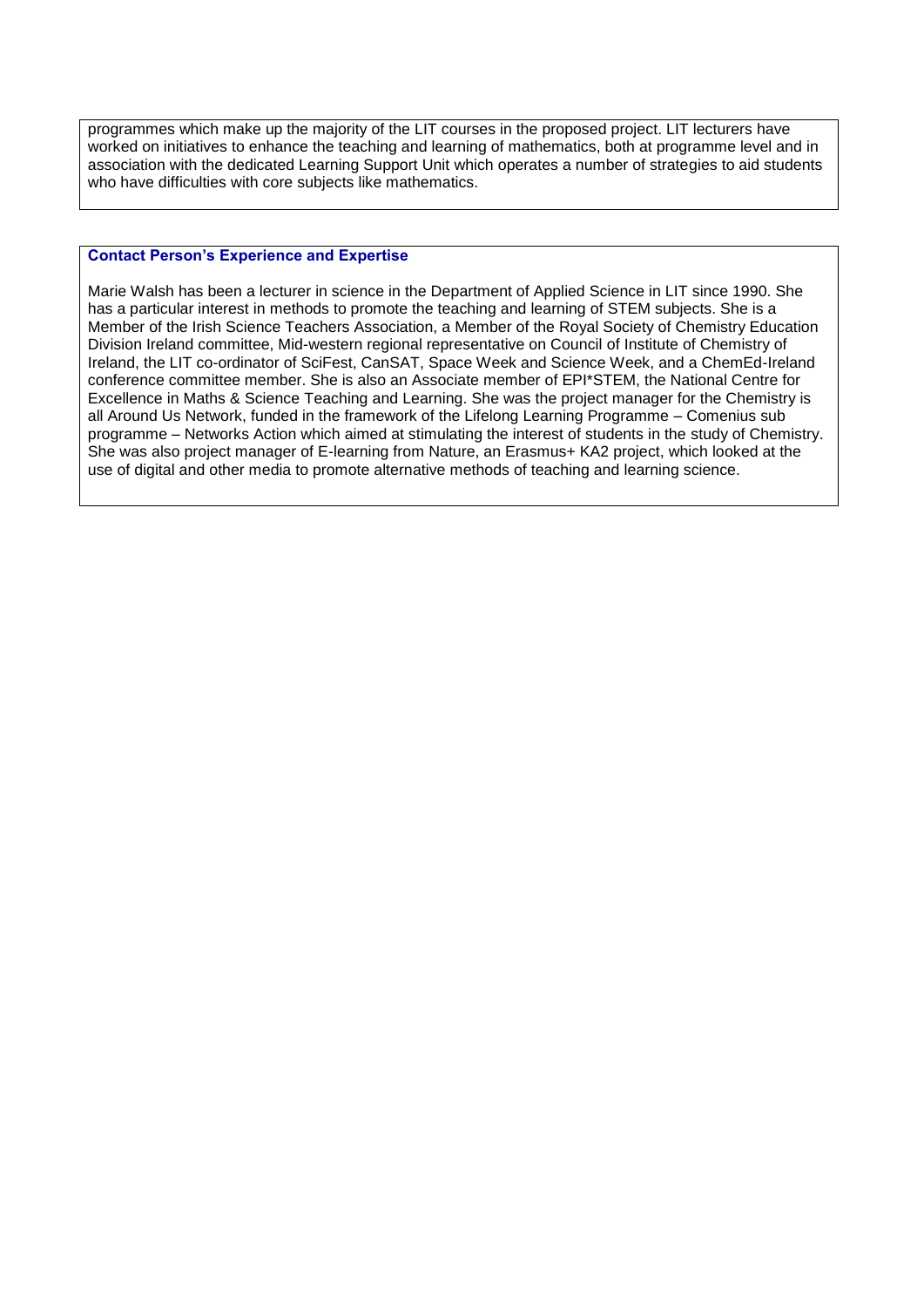programmes which make up the majority of the LIT courses in the proposed project. LIT lecturers have worked on initiatives to enhance the teaching and learning of mathematics, both at programme level and in association with the dedicated Learning Support Unit which operates a number of strategies to aid students who have difficulties with core subjects like mathematics.

**Contact Person's Experience and Expertise**

Marie Walsh has been a lecturer in science in the Department of Applied Science in LIT since 1990. She has a particular interest in methods to promote the teaching and learning of STEM subjects. She is a Member of the Irish Science Teachers Association, a Member of the Royal Society of Chemistry Education Division Ireland committee, Mid-western regional representative on Council of Institute of Chemistry of Ireland, the LIT co-ordinator of SciFest, CanSAT, Space Week and Science Week, and a ChemEd-Ireland conference committee member. She is also an Associate member of EPI*STEM, the National Centre for Excellence in Maths & Science Teaching and Learning. She was the project manager for the Chemistry is all Around Us Network, funded in the framework of the Lifelong Learning Programme – Comenius sub programme – Networks Action which aimed at stimulating the interest of students in the study of Chemistry. She was also project manager of E-learning from Nature, an Erasmus+ KA2 project, which looked at the use of digital and other media to promote alternative methods of teaching and learning science.